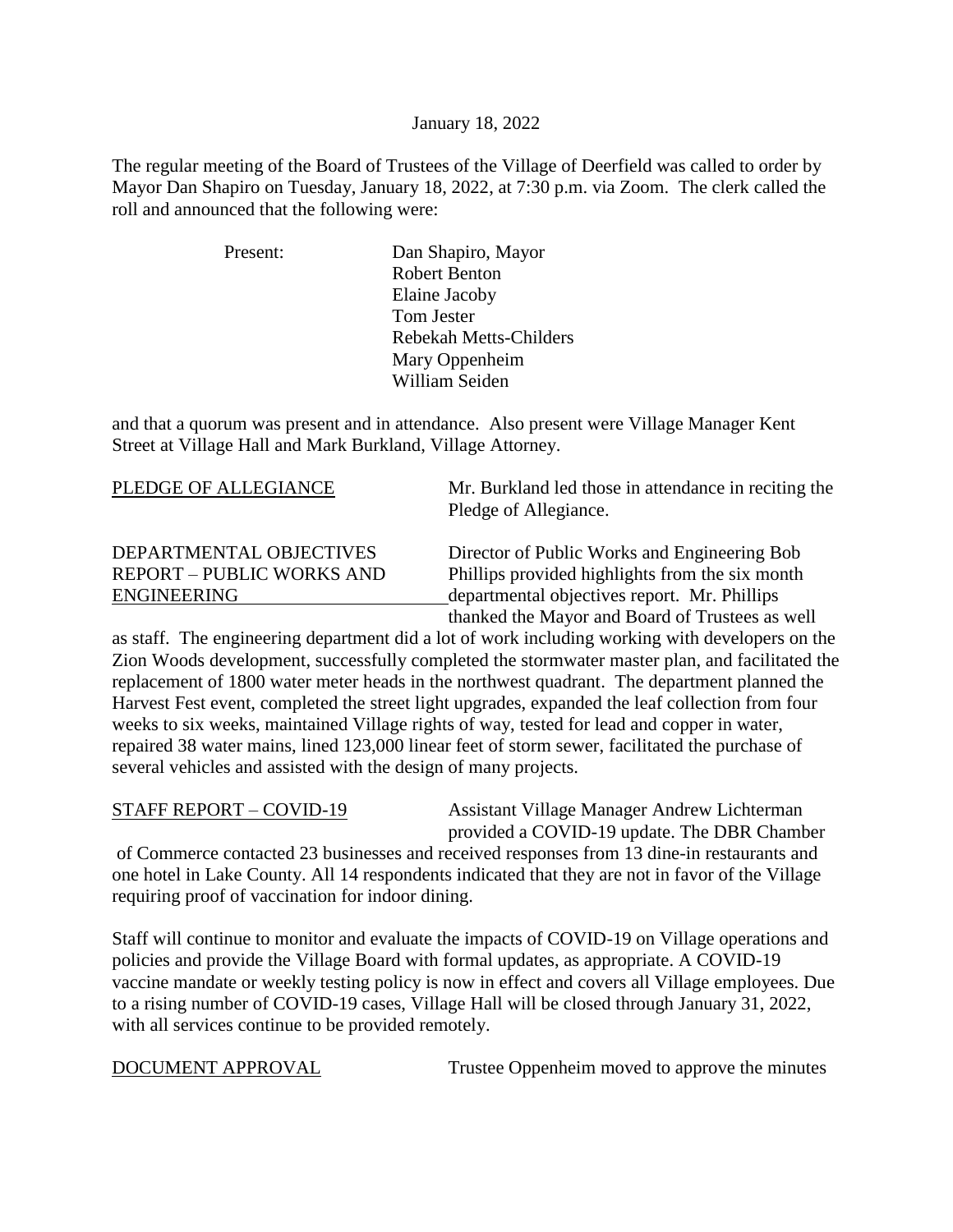January 18, 2022

The regular meeting of the Board of Trustees of the Village of Deerfield was called to order by Mayor Dan Shapiro on Tuesday, January 18, 2022, at 7:30 p.m. via Zoom. The clerk called the roll and announced that the following were:

Present:
- Dan Shapiro, Mayor
- Robert Benton
- Elaine Jacoby
- Tom Jester
- Rebekah Metts-Childers
- Mary Oppenheim
- William Seiden

and that a quorum was present and in attendance. Also present were Village Manager Kent Street at Village Hall and Mark Burkland, Village Attorney.

PLEDGE OF ALLEGIANCE

Mr. Burkland led those in attendance in reciting the Pledge of Allegiance.

DEPARTMENTAL OBJECTIVES REPORT – PUBLIC WORKS AND ENGINEERING

Director of Public Works and Engineering Bob Phillips provided highlights from the six month departmental objectives report. Mr. Phillips thanked the Mayor and Board of Trustees as well as staff. The engineering department did a lot of work including working with developers on the Zion Woods development, successfully completed the stormwater master plan, and facilitated the replacement of 1800 water meter heads in the northwest quadrant. The department planned the Harvest Fest event, completed the street light upgrades, expanded the leaf collection from four weeks to six weeks, maintained Village rights of way, tested for lead and copper in water, repaired 38 water mains, lined 123,000 linear feet of storm sewer, facilitated the purchase of several vehicles and assisted with the design of many projects.

STAFF REPORT – COVID-19

Assistant Village Manager Andrew Lichterman provided a COVID-19 update. The DBR Chamber of Commerce contacted 23 businesses and received responses from 13 dine-in restaurants and one hotel in Lake County. All 14 respondents indicated that they are not in favor of the Village requiring proof of vaccination for indoor dining.

Staff will continue to monitor and evaluate the impacts of COVID-19 on Village operations and policies and provide the Village Board with formal updates, as appropriate. A COVID-19 vaccine mandate or weekly testing policy is now in effect and covers all Village employees. Due to a rising number of COVID-19 cases, Village Hall will be closed through January 31, 2022, with all services continue to be provided remotely.

DOCUMENT APPROVAL

Trustee Oppenheim moved to approve the minutes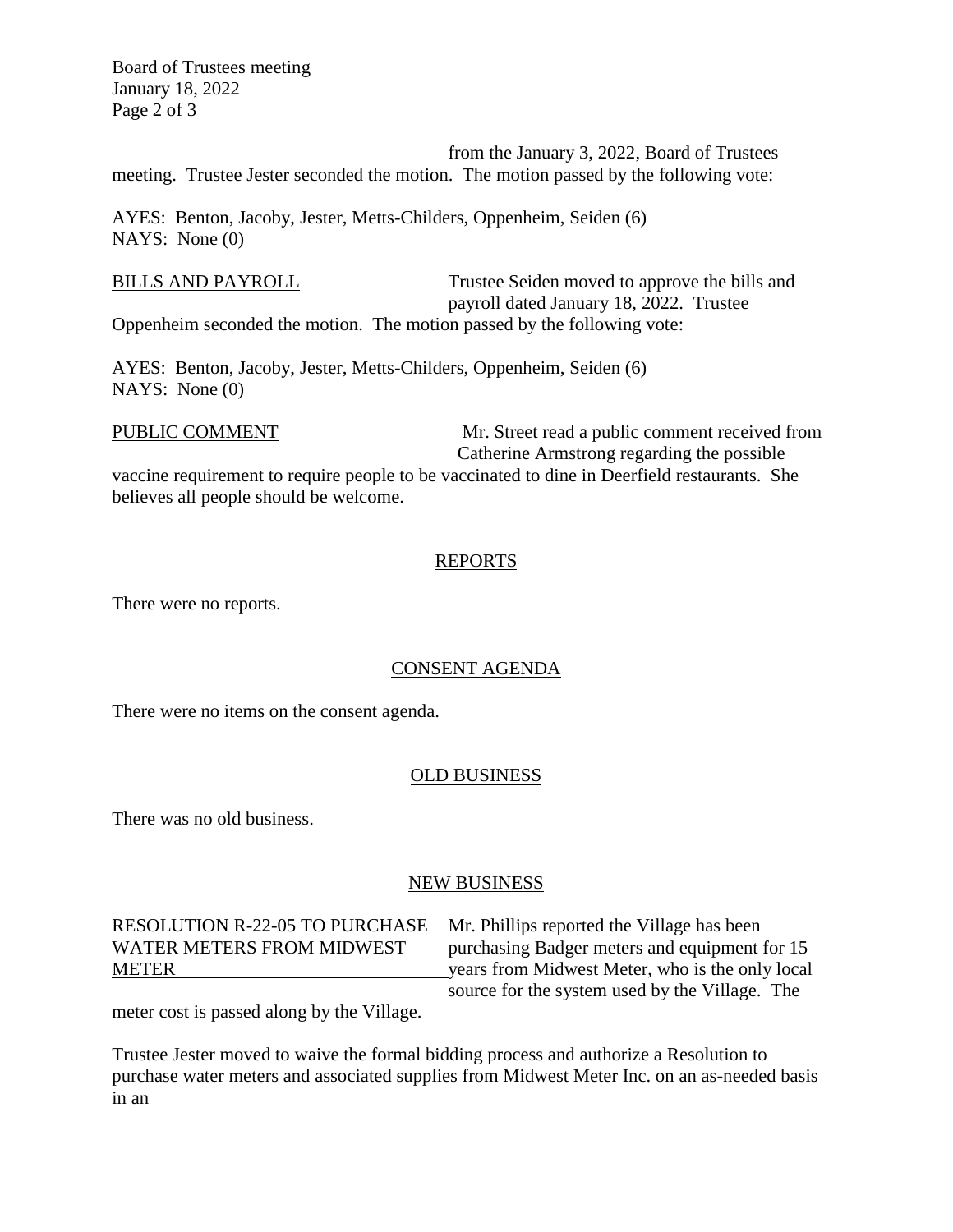from the January 3, 2022, Board of Trustees meeting. Trustee Jester seconded the motion. The motion passed by the following vote:

AYES: Benton, Jacoby, Jester, Metts-Childers, Oppenheim, Seiden (6)
NAYS: None (0)

BILLS AND PAYROLL — Trustee Seiden moved to approve the bills and payroll dated January 18, 2022. Trustee Oppenheim seconded the motion. The motion passed by the following vote:

AYES: Benton, Jacoby, Jester, Metts-Childers, Oppenheim, Seiden (6)
NAYS: None (0)

PUBLIC COMMENT — Mr. Street read a public comment received from Catherine Armstrong regarding the possible vaccine requirement to require people to be vaccinated to dine in Deerfield restaurants. She believes all people should be welcome.

## REPORTS

There were no reports.

## CONSENT AGENDA

There were no items on the consent agenda.

## OLD BUSINESS

There was no old business.

## NEW BUSINESS

RESOLUTION R-22-05 TO PURCHASE WATER METERS FROM MIDWEST METER — Mr. Phillips reported the Village has been purchasing Badger meters and equipment for 15 years from Midwest Meter, who is the only local source for the system used by the Village. The meter cost is passed along by the Village.

Trustee Jester moved to waive the formal bidding process and authorize a Resolution to purchase water meters and associated supplies from Midwest Meter Inc. on an as-needed basis in an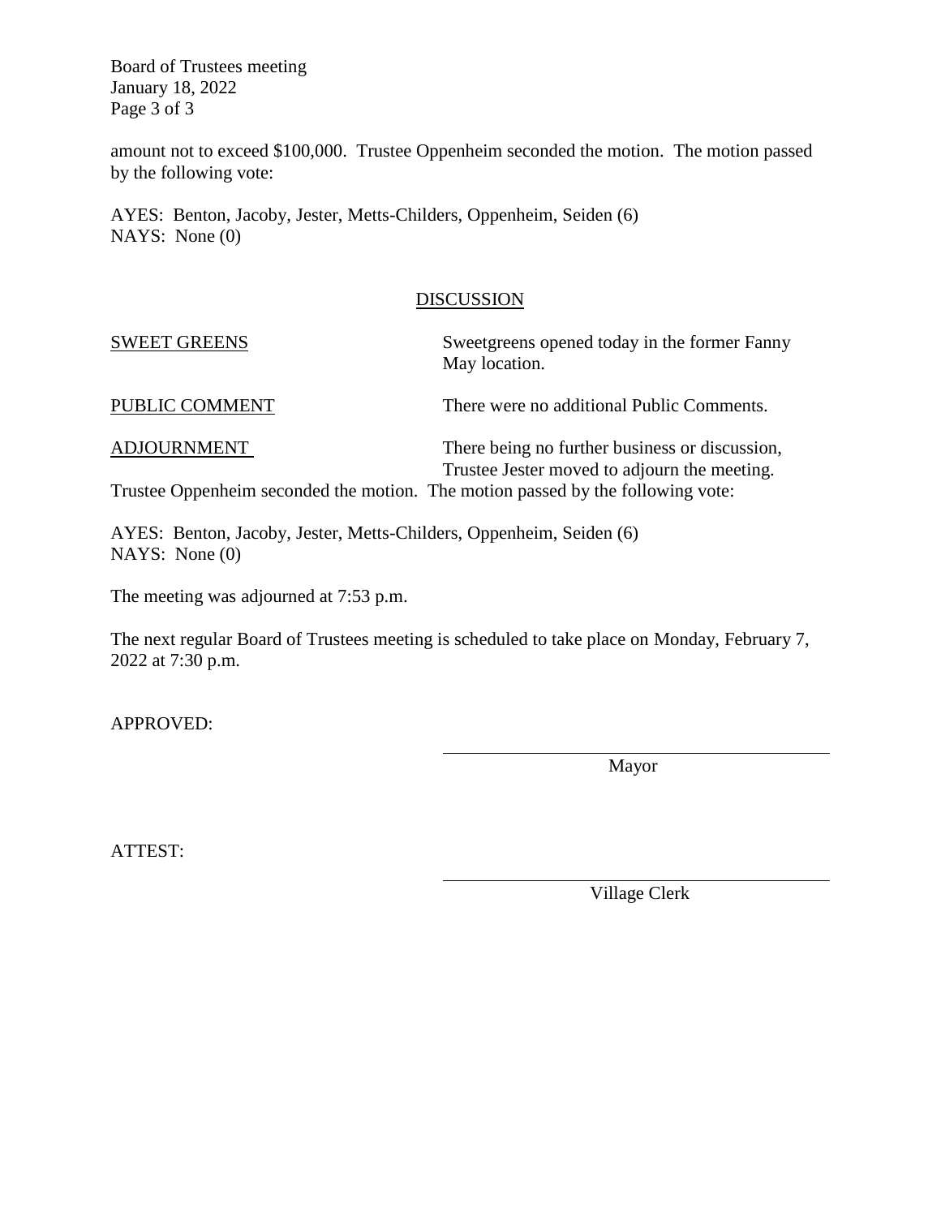amount not to exceed $100,000. Trustee Oppenheim seconded the motion. The motion passed by the following vote:

AYES: Benton, Jacoby, Jester, Metts-Childers, Oppenheim, Seiden (6)
NAYS: None (0)

## DISCUSSION

SWEET GREENS — Sweetgreens opened today in the former Fanny May location.

PUBLIC COMMENT — There were no additional Public Comments.

ADJOURNMENT — There being no further business or discussion, Trustee Jester moved to adjourn the meeting.
Trustee Oppenheim seconded the motion. The motion passed by the following vote:

AYES: Benton, Jacoby, Jester, Metts-Childers, Oppenheim, Seiden (6)
NAYS: None (0)

The meeting was adjourned at 7:53 p.m.

The next regular Board of Trustees meeting is scheduled to take place on Monday, February 7, 2022 at 7:30 p.m.

APPROVED:

\_\_\_\_\_\_\_\_\_\_\_\_\_\_\_\_\_\_\_\_\_\_\_\_\_\_\_\_\_\_\_\_\_\_\_\_\_\_\_\_
Mayor

ATTEST:

\_\_\_\_\_\_\_\_\_\_\_\_\_\_\_\_\_\_\_\_\_\_\_\_\_\_\_\_\_\_\_\_\_\_\_\_\_\_\_\_
Village Clerk